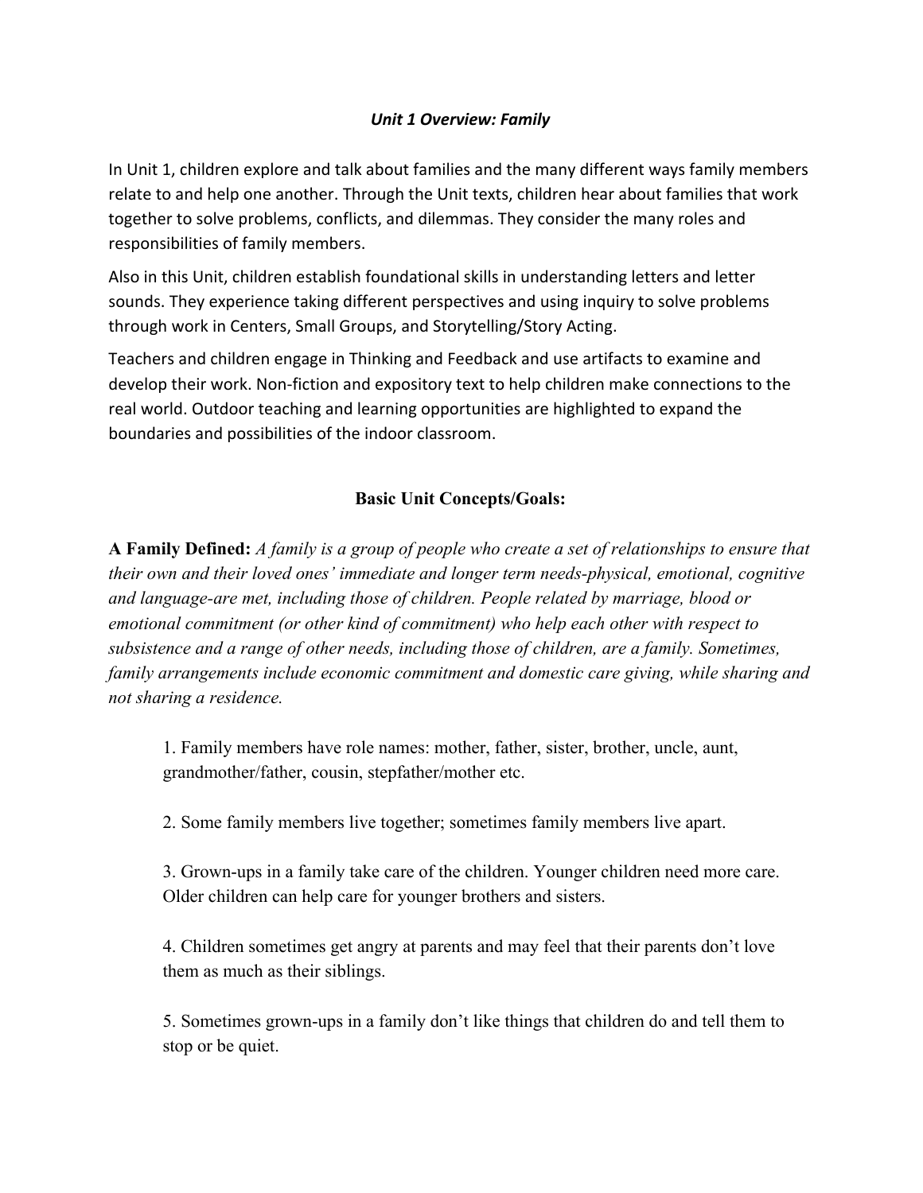# *Unit 1 Overview: Family*

In Unit 1, children explore and talk about families and the many different ways family members relate to and help one another. Through the Unit texts, children hear about families that work together to solve problems, conflicts, and dilemmas. They consider the many roles and responsibilities of family members.

Also in this Unit, children establish foundational skills in understanding letters and letter sounds. They experience taking different perspectives and using inquiry to solve problems through work in Centers, Small Groups, and Storytelling/Story Acting.

Teachers and children engage in Thinking and Feedback and use artifacts to examine and develop their work. Non-fiction and expository text to help children make connections to the real world. Outdoor teaching and learning opportunities are highlighted to expand the boundaries and possibilities of the indoor classroom.

## Basic Unit Concepts/Goals:

**A Family Defined:** *A family is a group of people who create a set of relationships to ensure that their own and their loved ones' immediate and longer term needs-physical, emotional, cognitive and language-are met, including those of children. People related by marriage, blood or emotional commitment (or other kind of commitment) who help each other with respect to subsistence and a range of other needs, including those of children, are a family. Sometimes, family arrangements include economic commitment and domestic care giving, while sharing and not sharing a residence.*

1. Family members have role names: mother, father, sister, brother, uncle, aunt, grandmother/father, cousin, stepfather/mother etc.

2. Some family members live together; sometimes family members live apart.

3. Grown-ups in a family take care of the children. Younger children need more care. Older children can help care for younger brothers and sisters.

4. Children sometimes get angry at parents and may feel that their parents don't love them as much as their siblings.

5. Sometimes grown-ups in a family don't like things that children do and tell them to stop or be quiet.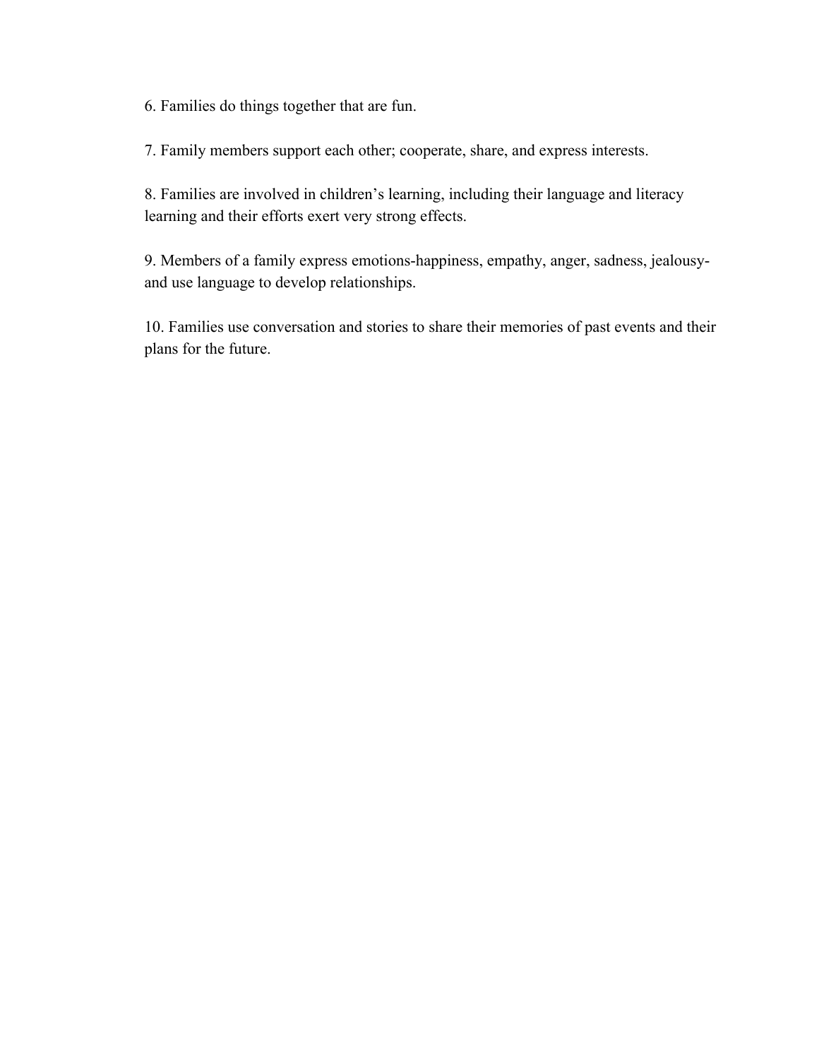6. Families do things together that are fun.

7. Family members support each other; cooperate, share, and express interests.

8. Families are involved in children's learning, including their language and literacy learning and their efforts exert very strong effects.

9. Members of a family express emotions-happiness, empathy, anger, sadness, jealousy-and use language to develop relationships.

10. Families use conversation and stories to share their memories of past events and their plans for the future.